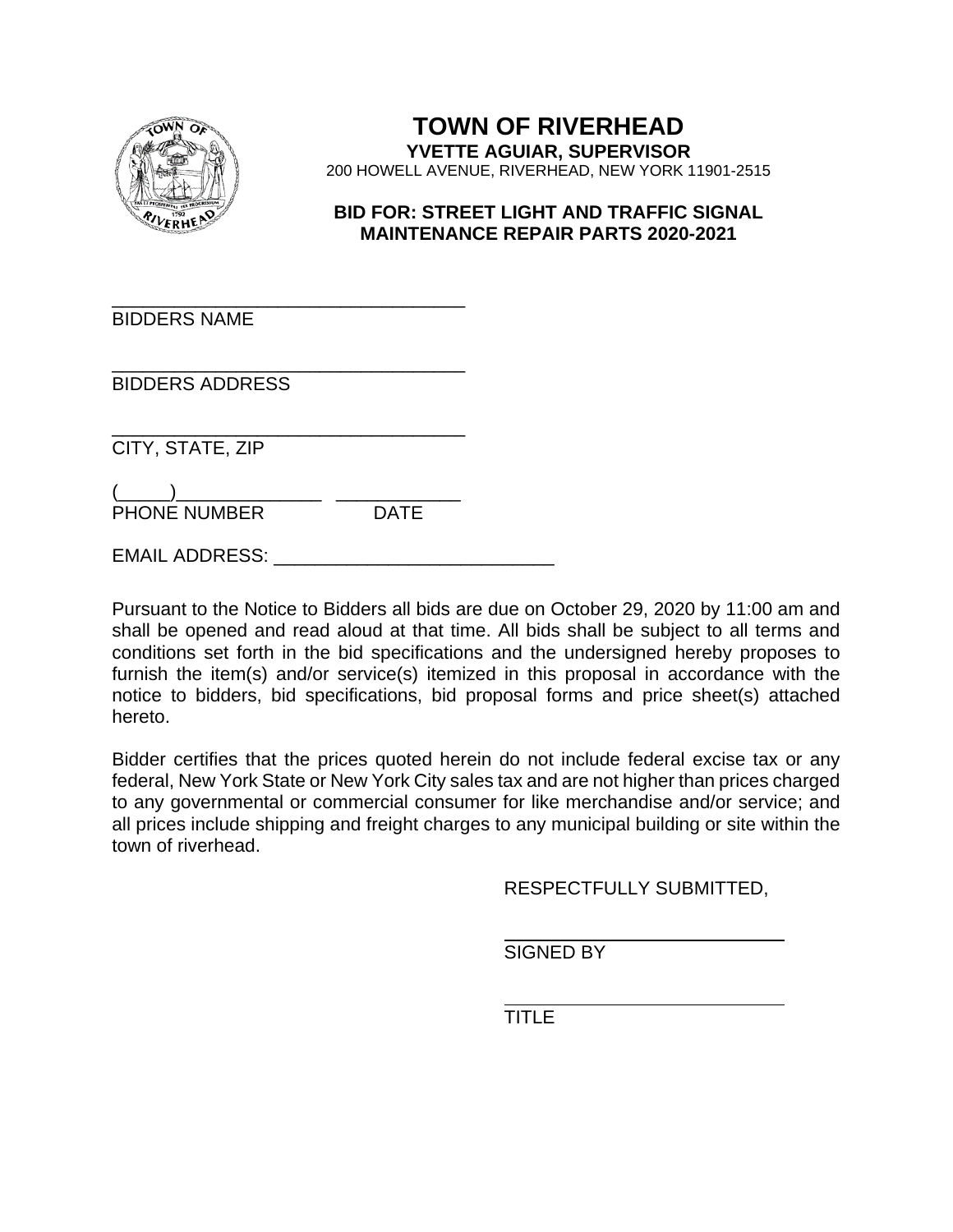# TOWN OF RIVERHEAD

**YVETTE AGUIAR, SUPERVISOR**

200 HOWELL AVENUE, RIVERHEAD, NEW YORK 11901-2515

**BID FOR: STREET LIGHT AND TRAFFIC SIGNAL MAINTENANCE REPAIR PARTS 2020-2021**

___________________________________
BIDDERS NAME

___________________________________
BIDDERS ADDRESS

___________________________________
CITY, STATE, ZIP

(_____)______________ ____________
PHONE NUMBER DATE

EMAIL ADDRESS: ___________________________

Pursuant to the Notice to Bidders all bids are due on October 29, 2020 by 11:00 am and shall be opened and read aloud at that time. All bids shall be subject to all terms and conditions set forth in the bid specifications and the undersigned hereby proposes to furnish the item(s) and/or service(s) itemized in this proposal in accordance with the notice to bidders, bid specifications, bid proposal forms and price sheet(s) attached hereto.

Bidder certifies that the prices quoted herein do not include federal excise tax or any federal, New York State or New York City sales tax and are not higher than prices charged to any governmental or commercial consumer for like merchandise and/or service; and all prices include shipping and freight charges to any municipal building or site within the town of riverhead.

RESPECTFULLY SUBMITTED,

___________________________
SIGNED BY

___________________________
TITLE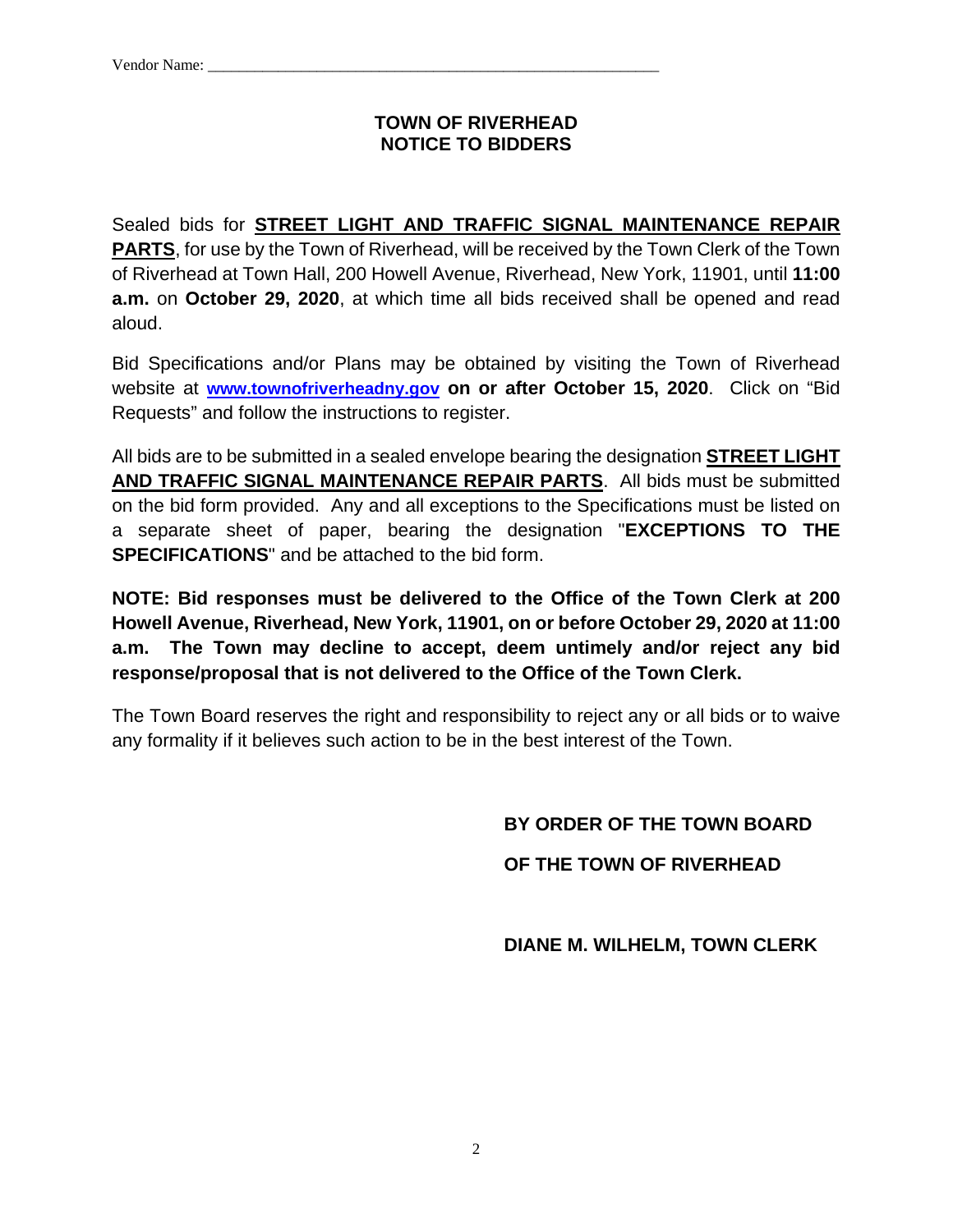Vendor Name: ___________________________________________________________

# TOWN OF RIVERHEAD
# NOTICE TO BIDDERS

Sealed bids for **STREET LIGHT AND TRAFFIC SIGNAL MAINTENANCE REPAIR PARTS**, for use by the Town of Riverhead, will be received by the Town Clerk of the Town of Riverhead at Town Hall, 200 Howell Avenue, Riverhead, New York, 11901, until **11:00 a.m.** on **October 29, 2020**, at which time all bids received shall be opened and read aloud.

Bid Specifications and/or Plans may be obtained by visiting the Town of Riverhead website at **www.townofriverheadny.gov** **on or after October 15, 2020**. Click on "Bid Requests" and follow the instructions to register.

All bids are to be submitted in a sealed envelope bearing the designation **STREET LIGHT AND TRAFFIC SIGNAL MAINTENANCE REPAIR PARTS**. All bids must be submitted on the bid form provided. Any and all exceptions to the Specifications must be listed on a separate sheet of paper, bearing the designation "**EXCEPTIONS TO THE SPECIFICATIONS**" and be attached to the bid form.

**NOTE: Bid responses must be delivered to the Office of the Town Clerk at 200 Howell Avenue, Riverhead, New York, 11901, on or before October 29, 2020 at 11:00 a.m. The Town may decline to accept, deem untimely and/or reject any bid response/proposal that is not delivered to the Office of the Town Clerk.**

The Town Board reserves the right and responsibility to reject any or all bids or to waive any formality if it believes such action to be in the best interest of the Town.

**BY ORDER OF THE TOWN BOARD**

**OF THE TOWN OF RIVERHEAD**

**DIANE M. WILHELM, TOWN CLERK**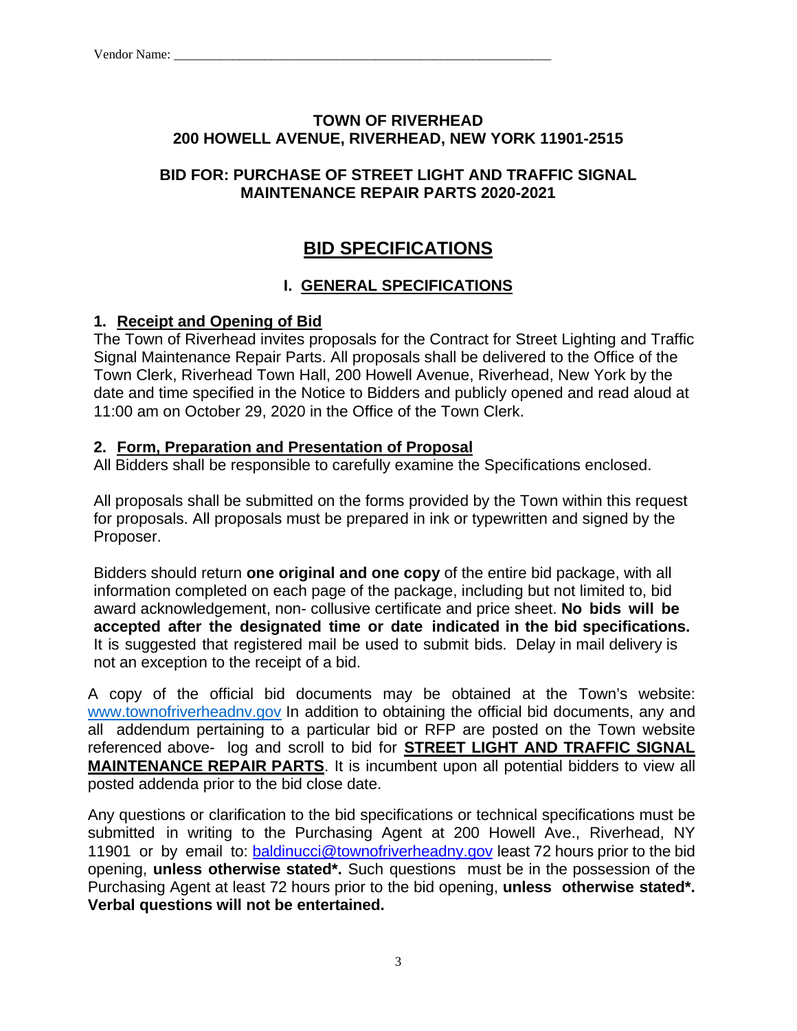Vendor Name: ___________________________________________________________

**TOWN OF RIVERHEAD**
**200 HOWELL AVENUE, RIVERHEAD, NEW YORK 11901-2515**

**BID FOR: PURCHASE OF STREET LIGHT AND TRAFFIC SIGNAL MAINTENANCE REPAIR PARTS 2020-2021**

# BID SPECIFICATIONS

## I. GENERAL SPECIFICATIONS

### 1. Receipt and Opening of Bid

The Town of Riverhead invites proposals for the Contract for Street Lighting and Traffic Signal Maintenance Repair Parts. All proposals shall be delivered to the Office of the Town Clerk, Riverhead Town Hall, 200 Howell Avenue, Riverhead, New York by the date and time specified in the Notice to Bidders and publicly opened and read aloud at 11:00 am on October 29, 2020 in the Office of the Town Clerk.

### 2. Form, Preparation and Presentation of Proposal

All Bidders shall be responsible to carefully examine the Specifications enclosed.

All proposals shall be submitted on the forms provided by the Town within this request for proposals. All proposals must be prepared in ink or typewritten and signed by the Proposer.

Bidders should return **one original and one copy** of the entire bid package, with all information completed on each page of the package, including but not limited to, bid award acknowledgement, non- collusive certificate and price sheet. **No bids will be accepted after the designated time or date indicated in the bid specifications.** It is suggested that registered mail be used to submit bids. Delay in mail delivery is not an exception to the receipt of a bid.

A copy of the official bid documents may be obtained at the Town's website: www.townofriverheadnv.gov In addition to obtaining the official bid documents, any and all addendum pertaining to a particular bid or RFP are posted on the Town website referenced above- log and scroll to bid for **STREET LIGHT AND TRAFFIC SIGNAL MAINTENANCE REPAIR PARTS**. It is incumbent upon all potential bidders to view all posted addenda prior to the bid close date.

Any questions or clarification to the bid specifications or technical specifications must be submitted in writing to the Purchasing Agent at 200 Howell Ave., Riverhead, NY 11901 or by email to: baldinucci@townofriverheadny.gov least 72 hours prior to the bid opening, **unless otherwise stated*.** Such questions must be in the possession of the Purchasing Agent at least 72 hours prior to the bid opening, **unless otherwise stated*. Verbal questions will not be entertained.**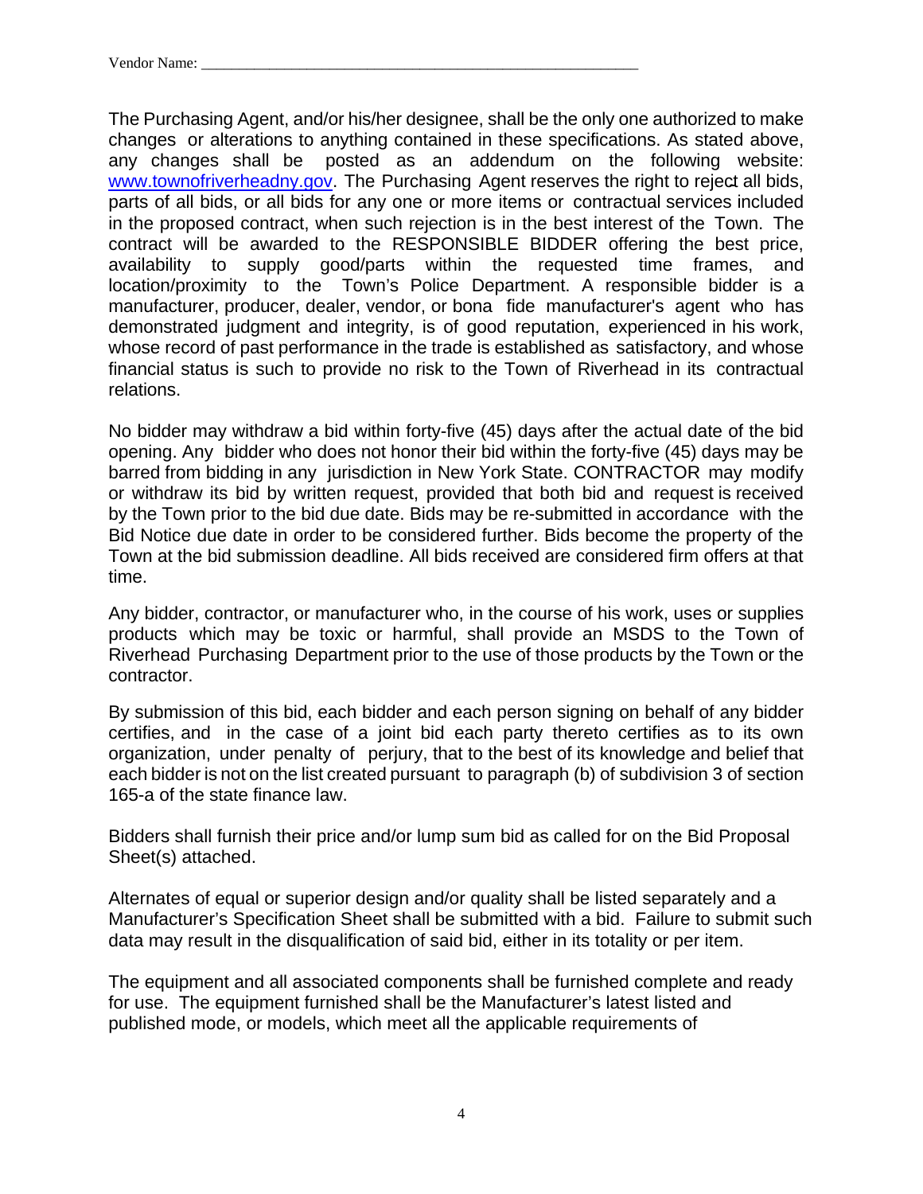Vendor Name: _______________________________________________________

The Purchasing Agent, and/or his/her designee, shall be the only one authorized to make changes or alterations to anything contained in these specifications. As stated above, any changes shall be posted as an addendum on the following website: [www.townofriverheadny.gov](http://www.townofriverheadny.gov). The Purchasing Agent reserves the right to reject all bids, parts of all bids, or all bids for any one or more items or contractual services included in the proposed contract, when such rejection is in the best interest of the Town. The contract will be awarded to the RESPONSIBLE BIDDER offering the best price, availability to supply good/parts within the requested time frames, and location/proximity to the Town's Police Department. A responsible bidder is a manufacturer, producer, dealer, vendor, or bona fide manufacturer's agent who has demonstrated judgment and integrity, is of good reputation, experienced in his work, whose record of past performance in the trade is established as satisfactory, and whose financial status is such to provide no risk to the Town of Riverhead in its contractual relations.

No bidder may withdraw a bid within forty-five (45) days after the actual date of the bid opening. Any bidder who does not honor their bid within the forty-five (45) days may be barred from bidding in any jurisdiction in New York State. CONTRACTOR may modify or withdraw its bid by written request, provided that both bid and request is received by the Town prior to the bid due date. Bids may be re-submitted in accordance with the Bid Notice due date in order to be considered further. Bids become the property of the Town at the bid submission deadline. All bids received are considered firm offers at that time.

Any bidder, contractor, or manufacturer who, in the course of his work, uses or supplies products which may be toxic or harmful, shall provide an MSDS to the Town of Riverhead Purchasing Department prior to the use of those products by the Town or the contractor.

By submission of this bid, each bidder and each person signing on behalf of any bidder certifies, and in the case of a joint bid each party thereto certifies as to its own organization, under penalty of perjury, that to the best of its knowledge and belief that each bidder is not on the list created pursuant to paragraph (b) of subdivision 3 of section 165-a of the state finance law.

Bidders shall furnish their price and/or lump sum bid as called for on the Bid Proposal Sheet(s) attached.

Alternates of equal or superior design and/or quality shall be listed separately and a Manufacturer's Specification Sheet shall be submitted with a bid. Failure to submit such data may result in the disqualification of said bid, either in its totality or per item.

The equipment and all associated components shall be furnished complete and ready for use. The equipment furnished shall be the Manufacturer's latest listed and published mode, or models, which meet all the applicable requirements of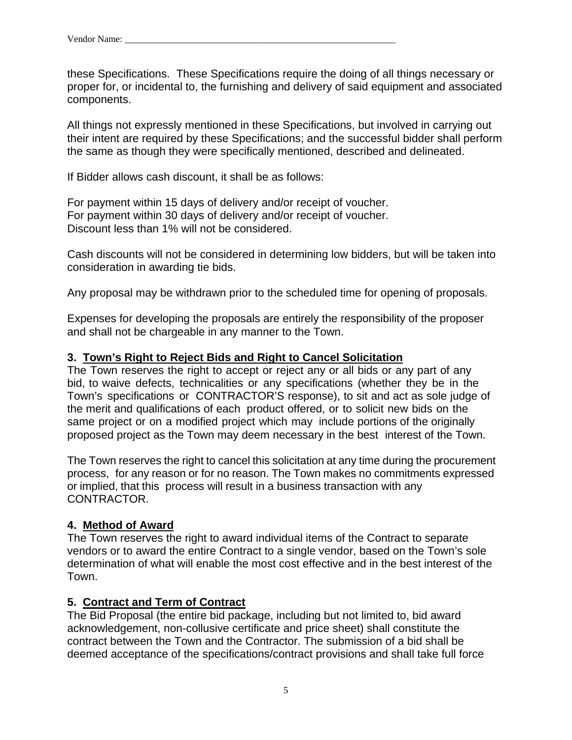these Specifications. These Specifications require the doing of all things necessary or proper for, or incidental to, the furnishing and delivery of said equipment and associated components.

All things not expressly mentioned in these Specifications, but involved in carrying out their intent are required by these Specifications; and the successful bidder shall perform the same as though they were specifically mentioned, described and delineated.

If Bidder allows cash discount, it shall be as follows:

For payment within 15 days of delivery and/or receipt of voucher.
For payment within 30 days of delivery and/or receipt of voucher.
Discount less than 1% will not be considered.

Cash discounts will not be considered in determining low bidders, but will be taken into consideration in awarding tie bids.

Any proposal may be withdrawn prior to the scheduled time for opening of proposals.

Expenses for developing the proposals are entirely the responsibility of the proposer and shall not be chargeable in any manner to the Town.

**3. Town's Right to Reject Bids and Right to Cancel Solicitation**

The Town reserves the right to accept or reject any or all bids or any part of any bid, to waive defects, technicalities or any specifications (whether they be in the Town's specifications or CONTRACTOR'S response), to sit and act as sole judge of the merit and qualifications of each product offered, or to solicit new bids on the same project or on a modified project which may include portions of the originally proposed project as the Town may deem necessary in the best interest of the Town.

The Town reserves the right to cancel this solicitation at any time during the procurement process, for any reason or for no reason. The Town makes no commitments expressed or implied, that this process will result in a business transaction with any CONTRACTOR.

**4. Method of Award**

The Town reserves the right to award individual items of the Contract to separate vendors or to award the entire Contract to a single vendor, based on the Town's sole determination of what will enable the most cost effective and in the best interest of the Town.

**5. Contract and Term of Contract**

The Bid Proposal (the entire bid package, including but not limited to, bid award acknowledgement, non-collusive certificate and price sheet) shall constitute the contract between the Town and the Contractor. The submission of a bid shall be deemed acceptance of the specifications/contract provisions and shall take full force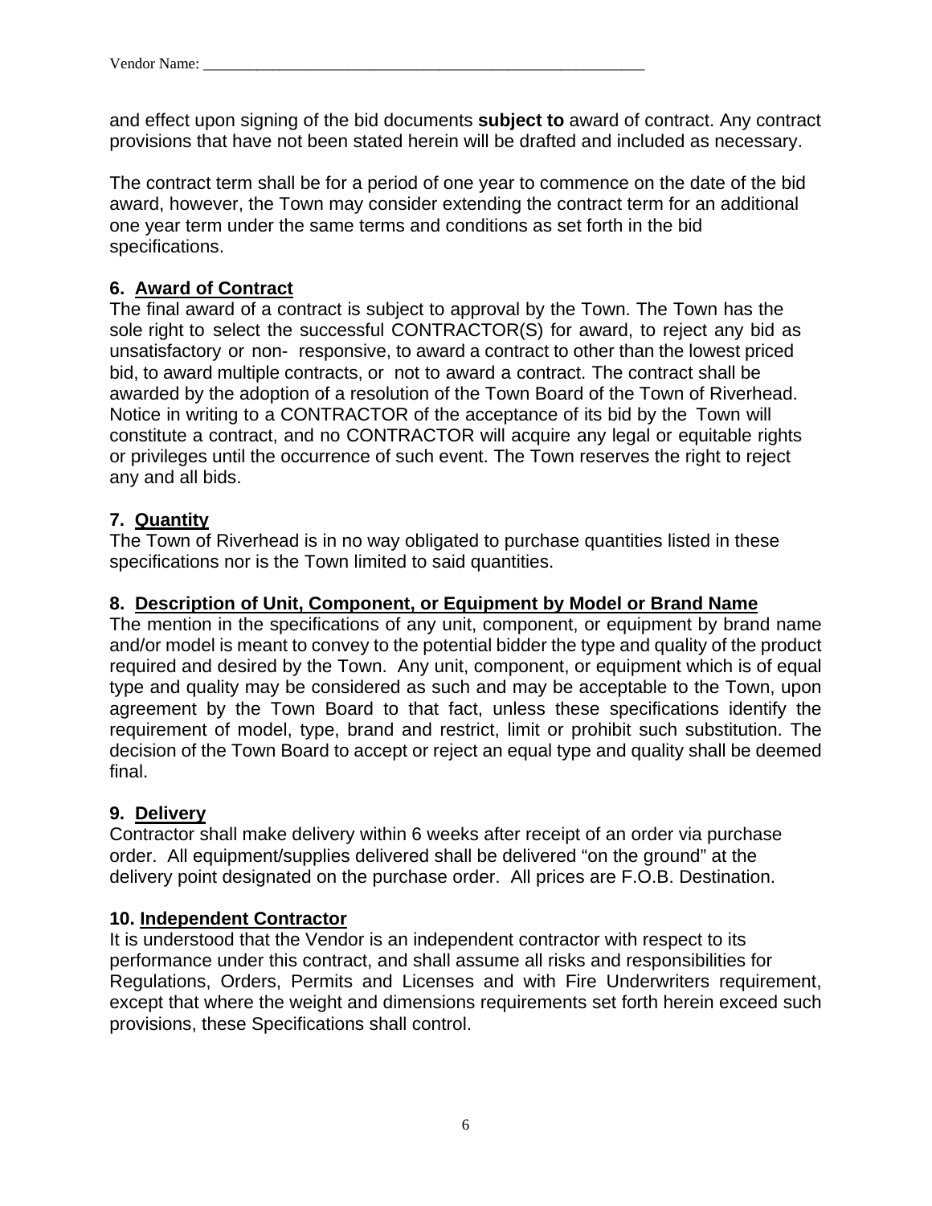Vendor Name: ___________________________________________________________

and effect upon signing of the bid documents **subject to** award of contract. Any contract provisions that have not been stated herein will be drafted and included as necessary.

The contract term shall be for a period of one year to commence on the date of the bid award, however, the Town may consider extending the contract term for an additional one year term under the same terms and conditions as set forth in the bid specifications.

**6. Award of Contract**
The final award of a contract is subject to approval by the Town. The Town has the sole right to select the successful CONTRACTOR(S) for award, to reject any bid as unsatisfactory or non- responsive, to award a contract to other than the lowest priced bid, to award multiple contracts, or not to award a contract. The contract shall be awarded by the adoption of a resolution of the Town Board of the Town of Riverhead. Notice in writing to a CONTRACTOR of the acceptance of its bid by the Town will constitute a contract, and no CONTRACTOR will acquire any legal or equitable rights or privileges until the occurrence of such event. The Town reserves the right to reject any and all bids.

**7. Quantity**
The Town of Riverhead is in no way obligated to purchase quantities listed in these specifications nor is the Town limited to said quantities.

**8. Description of Unit, Component, or Equipment by Model or Brand Name**
The mention in the specifications of any unit, component, or equipment by brand name and/or model is meant to convey to the potential bidder the type and quality of the product required and desired by the Town. Any unit, component, or equipment which is of equal type and quality may be considered as such and may be acceptable to the Town, upon agreement by the Town Board to that fact, unless these specifications identify the requirement of model, type, brand and restrict, limit or prohibit such substitution. The decision of the Town Board to accept or reject an equal type and quality shall be deemed final.

**9. Delivery**
Contractor shall make delivery within 6 weeks after receipt of an order via purchase order. All equipment/supplies delivered shall be delivered “on the ground” at the delivery point designated on the purchase order. All prices are F.O.B. Destination.

**10. Independent Contractor**
It is understood that the Vendor is an independent contractor with respect to its performance under this contract, and shall assume all risks and responsibilities for Regulations, Orders, Permits and Licenses and with Fire Underwriters requirement, except that where the weight and dimensions requirements set forth herein exceed such provisions, these Specifications shall control.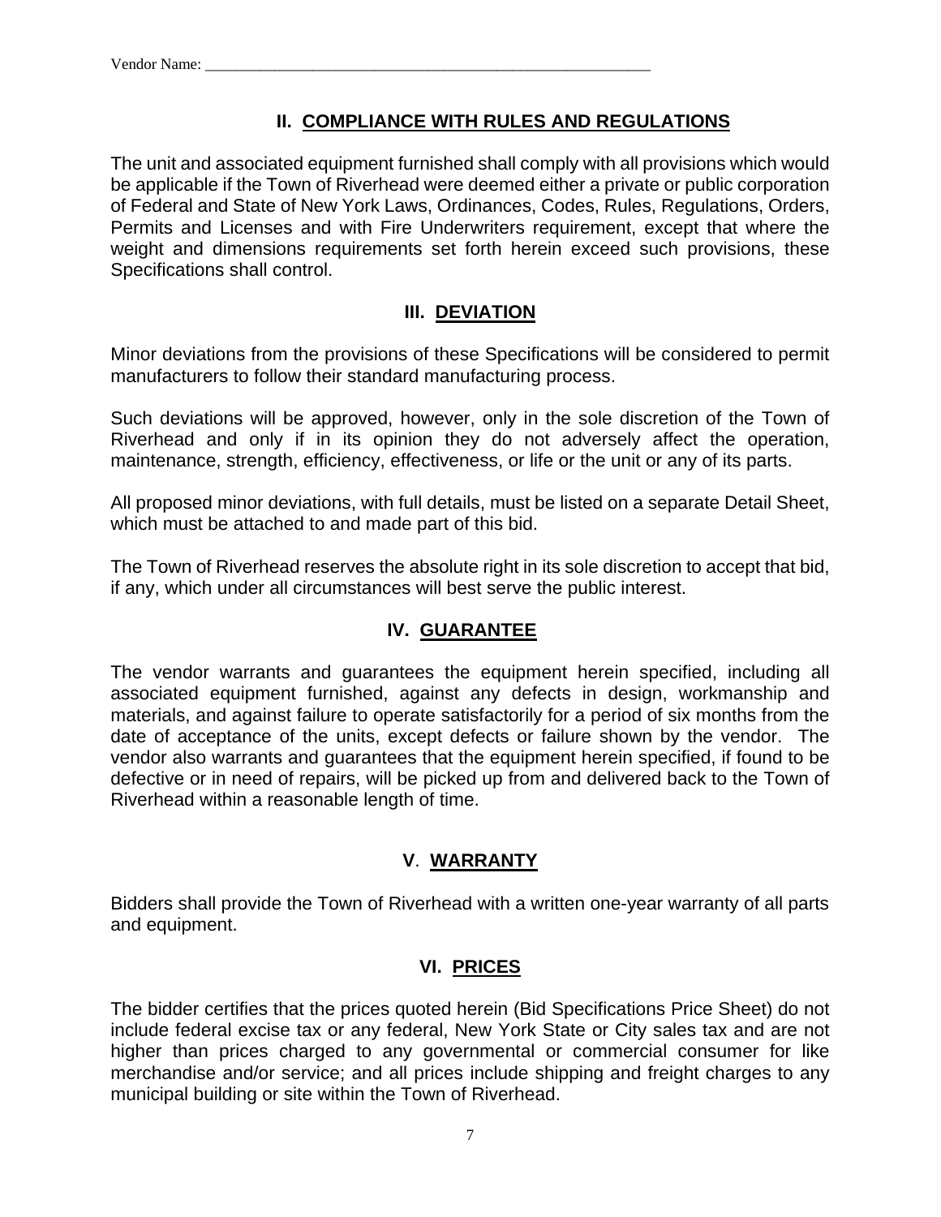Vendor Name: ________________________________________________________

## II. COMPLIANCE WITH RULES AND REGULATIONS

The unit and associated equipment furnished shall comply with all provisions which would be applicable if the Town of Riverhead were deemed either a private or public corporation of Federal and State of New York Laws, Ordinances, Codes, Rules, Regulations, Orders, Permits and Licenses and with Fire Underwriters requirement, except that where the weight and dimensions requirements set forth herein exceed such provisions, these Specifications shall control.

## III. DEVIATION

Minor deviations from the provisions of these Specifications will be considered to permit manufacturers to follow their standard manufacturing process.

Such deviations will be approved, however, only in the sole discretion of the Town of Riverhead and only if in its opinion they do not adversely affect the operation, maintenance, strength, efficiency, effectiveness, or life or the unit or any of its parts.

All proposed minor deviations, with full details, must be listed on a separate Detail Sheet, which must be attached to and made part of this bid.

The Town of Riverhead reserves the absolute right in its sole discretion to accept that bid, if any, which under all circumstances will best serve the public interest.

## IV. GUARANTEE

The vendor warrants and guarantees the equipment herein specified, including all associated equipment furnished, against any defects in design, workmanship and materials, and against failure to operate satisfactorily for a period of six months from the date of acceptance of the units, except defects or failure shown by the vendor. The vendor also warrants and guarantees that the equipment herein specified, if found to be defective or in need of repairs, will be picked up from and delivered back to the Town of Riverhead within a reasonable length of time.

## V. WARRANTY

Bidders shall provide the Town of Riverhead with a written one-year warranty of all parts and equipment.

## VI. PRICES

The bidder certifies that the prices quoted herein (Bid Specifications Price Sheet) do not include federal excise tax or any federal, New York State or City sales tax and are not higher than prices charged to any governmental or commercial consumer for like merchandise and/or service; and all prices include shipping and freight charges to any municipal building or site within the Town of Riverhead.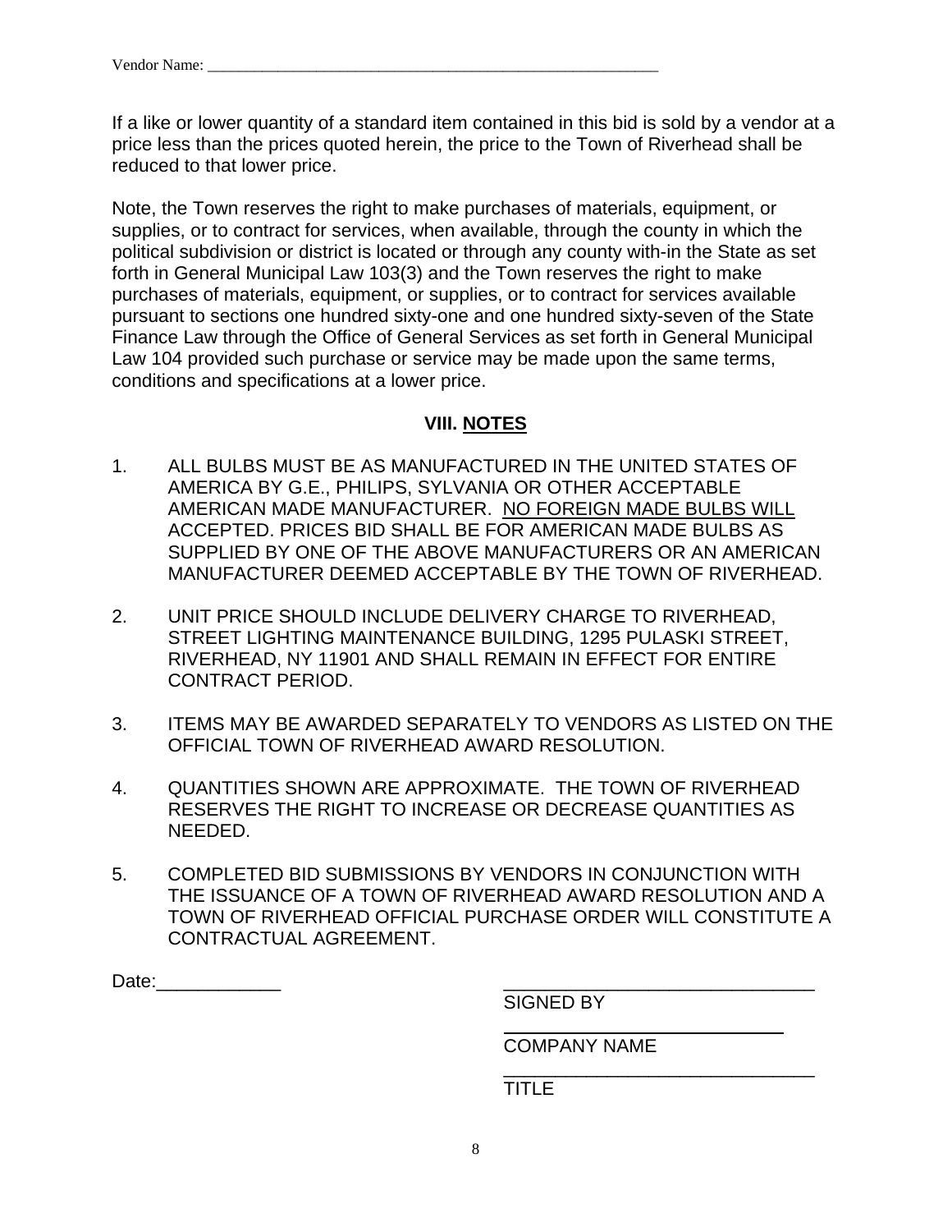Vendor Name: ___________________________________________________________

If a like or lower quantity of a standard item contained in this bid is sold by a vendor at a price less than the prices quoted herein, the price to the Town of Riverhead shall be reduced to that lower price.

Note, the Town reserves the right to make purchases of materials, equipment, or supplies, or to contract for services, when available, through the county in which the political subdivision or district is located or through any county with-in the State as set forth in General Municipal Law 103(3) and the Town reserves the right to make purchases of materials, equipment, or supplies, or to contract for services available pursuant to sections one hundred sixty-one and one hundred sixty-seven of the State Finance Law through the Office of General Services as set forth in General Municipal Law 104 provided such purchase or service may be made upon the same terms, conditions and specifications at a lower price.

## VIII. <u>NOTES</u>

1. ALL BULBS MUST BE AS MANUFACTURED IN THE UNITED STATES OF AMERICA BY G.E., PHILIPS, SYLVANIA OR OTHER ACCEPTABLE AMERICAN MADE MANUFACTURER. <u>NO FOREIGN MADE BULBS WILL</u> ACCEPTED. PRICES BID SHALL BE FOR AMERICAN MADE BULBS AS SUPPLIED BY ONE OF THE ABOVE MANUFACTURERS OR AN AMERICAN MANUFACTURER DEEMED ACCEPTABLE BY THE TOWN OF RIVERHEAD.

2. UNIT PRICE SHOULD INCLUDE DELIVERY CHARGE TO RIVERHEAD, STREET LIGHTING MAINTENANCE BUILDING, 1295 PULASKI STREET, RIVERHEAD, NY 11901 AND SHALL REMAIN IN EFFECT FOR ENTIRE CONTRACT PERIOD.

3. ITEMS MAY BE AWARDED SEPARATELY TO VENDORS AS LISTED ON THE OFFICIAL TOWN OF RIVERHEAD AWARD RESOLUTION.

4. QUANTITIES SHOWN ARE APPROXIMATE. THE TOWN OF RIVERHEAD RESERVES THE RIGHT TO INCREASE OR DECREASE QUANTITIES AS NEEDED.

5. COMPLETED BID SUBMISSIONS BY VENDORS IN CONJUNCTION WITH THE ISSUANCE OF A TOWN OF RIVERHEAD AWARD RESOLUTION AND A TOWN OF RIVERHEAD OFFICIAL PURCHASE ORDER WILL CONSTITUTE A CONTRACTUAL AGREEMENT.

Date:____________

_______________________________
SIGNED BY

_______________________________
COMPANY NAME

_______________________________
TITLE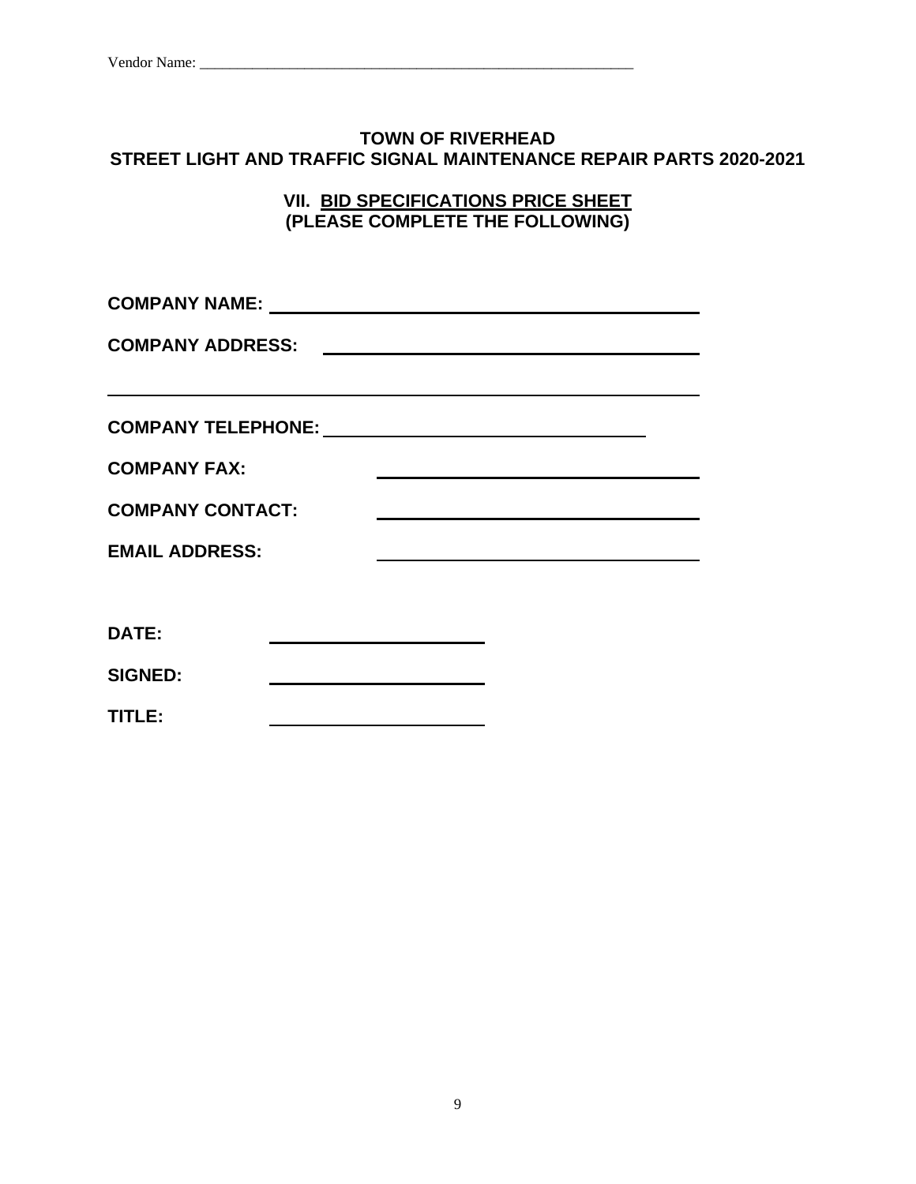Vendor Name: ___________________________________________________________

## TOWN OF RIVERHEAD
## STREET LIGHT AND TRAFFIC SIGNAL MAINTENANCE REPAIR PARTS 2020-2021

### VII. BID SPECIFICATIONS PRICE SHEET
### (PLEASE COMPLETE THE FOLLOWING)

**COMPANY NAME:** ____________________________________________

**COMPANY ADDRESS:** ____________________________________________

____________________________________________________________

**COMPANY TELEPHONE:** ________________________________

**COMPANY FAX:** ________________________________

**COMPANY CONTACT:** ________________________________

**EMAIL ADDRESS:** ________________________________

**DATE:** ______________________

**SIGNED:** ______________________

**TITLE:** ______________________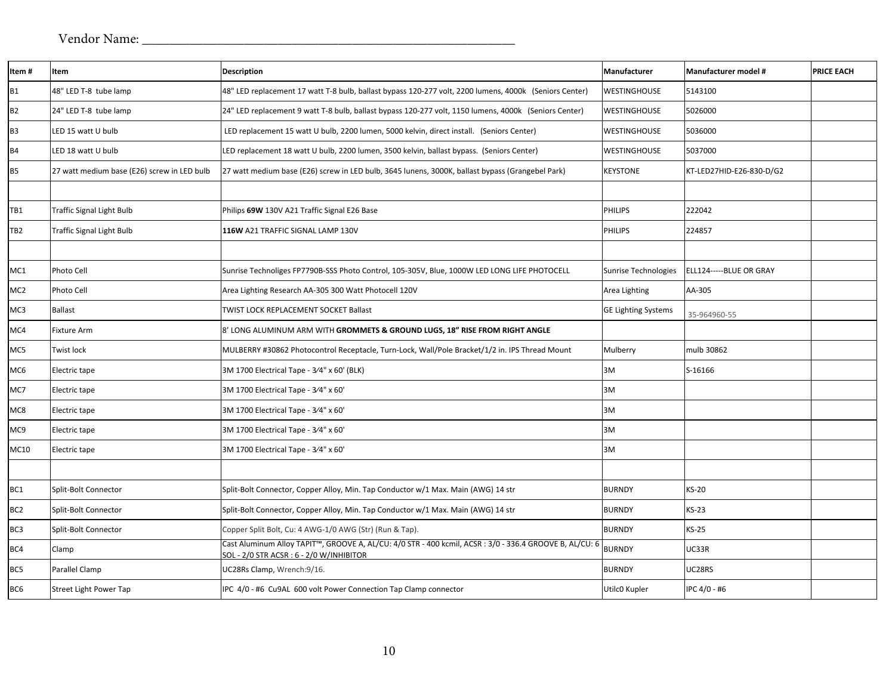Vendor Name: ____________________________________________

| Item # | Item | Description | Manufacturer | Manufacturer model # | PRICE EACH |
|---|---|---|---|---|---|
| B1 | 48" LED T-8 tube lamp | 48" LED replacement 17 watt T-8 bulb, ballast bypass 120-277 volt, 2200 lumens, 4000k (Seniors Center) | WESTINGHOUSE | 5143100 | |
| B2 | 24" LED T-8 tube lamp | 24" LED replacement 9 watt T-8 bulb, ballast bypass 120-277 volt, 1150 lumens, 4000k (Seniors Center) | WESTINGHOUSE | 5026000 | |
| B3 | LED 15 watt U bulb | LED replacement 15 watt U bulb, 2200 lumen, 5000 kelvin, direct install. (Seniors Center) | WESTINGHOUSE | 5036000 | |
| B4 | LED 18 watt U bulb | LED replacement 18 watt U bulb, 2200 lumen, 3500 kelvin, ballast bypass. (Seniors Center) | WESTINGHOUSE | 5037000 | |
| B5 | 27 watt medium base (E26) screw in LED bulb | 27 watt medium base (E26) screw in LED bulb, 3645 lunens, 3000K, ballast bypass (Grangebel Park) | KEYSTONE | KT-LED27HID-E26-830-D/G2 | |
| | | | | | |
| TB1 | Traffic Signal Light Bulb | Philips **69W** 130V A21 Traffic Signal E26 Base | PHILIPS | 222042 | |
| TB2 | Traffic Signal Light Bulb | **116W** A21 TRAFFIC SIGNAL LAMP 130V | PHILIPS | 224857 | |
| | | | | | |
| MC1 | Photo Cell | Sunrise Technologies FP7790B-SSS Photo Control, 105-305V, Blue, 1000W LED LONG LIFE PHOTOCELL | Sunrise Technologies | ELL124-----BLUE OR GRAY | |
| MC2 | Photo Cell | Area Lighting Research AA-305 300 Watt Photocell 120V | Area Lighting | AA-305 | |
| MC3 | Ballast | TWIST LOCK REPLACEMENT SOCKET Ballast | GE Lighting Systems | 35-964960-55 | |
| MC4 | Fixture Arm | 8' LONG ALUMINUM ARM WITH **GROMMETS & GROUND LUGS, 18" RISE FROM RIGHT ANGLE** | | | |
| MC5 | Twist lock | MULBERRY #30862 Photocontrol Receptacle, Turn-Lock, Wall/Pole Bracket/1/2 in. IPS Thread Mount | Mulberry | mulb 30862 | |
| MC6 | Electric tape | 3M 1700 Electrical Tape - 3⁄4" x 60' (BLK) | 3M | S-16166 | |
| MC7 | Electric tape | 3M 1700 Electrical Tape - 3⁄4" x 60' | 3M | | |
| MC8 | Electric tape | 3M 1700 Electrical Tape - 3⁄4" x 60' | 3M | | |
| MC9 | Electric tape | 3M 1700 Electrical Tape - 3⁄4" x 60' | 3M | | |
| MC10 | Electric tape | 3M 1700 Electrical Tape - 3⁄4" x 60' | 3M | | |
| | | | | | |
| BC1 | Split-Bolt Connector | Split-Bolt Connector, Copper Alloy, Min. Tap Conductor w/1 Max. Main (AWG) 14 str | BURNDY | KS-20 | |
| BC2 | Split-Bolt Connector | Split-Bolt Connector, Copper Alloy, Min. Tap Conductor w/1 Max. Main (AWG) 14 str | BURNDY | KS-23 | |
| BC3 | Split-Bolt Connector | Copper Split Bolt, Cu: 4 AWG-1/0 AWG (Str) (Run & Tap). | BURNDY | KS-25 | |
| BC4 | Clamp | Cast Aluminum Alloy TAPIT™, GROOVE A, AL/CU: 4/0 STR - 400 kcmil, ACSR : 3/0 - 336.4 GROOVE B, AL/CU: 6 SOL - 2/0 STR ACSR : 6 - 2/0 W/INHIBITOR | BURNDY | UC33R | |
| BC5 | Parallel Clamp | UC28Rs Clamp, Wrench:9/16. | BURNDY | UC28RS | |
| BC6 | Street Light Power Tap | IPC 4/0 - #6 Cu9AL 600 volt Power Connection Tap Clamp connector | Utilc0 Kupler | IPC 4/0 - #6 | |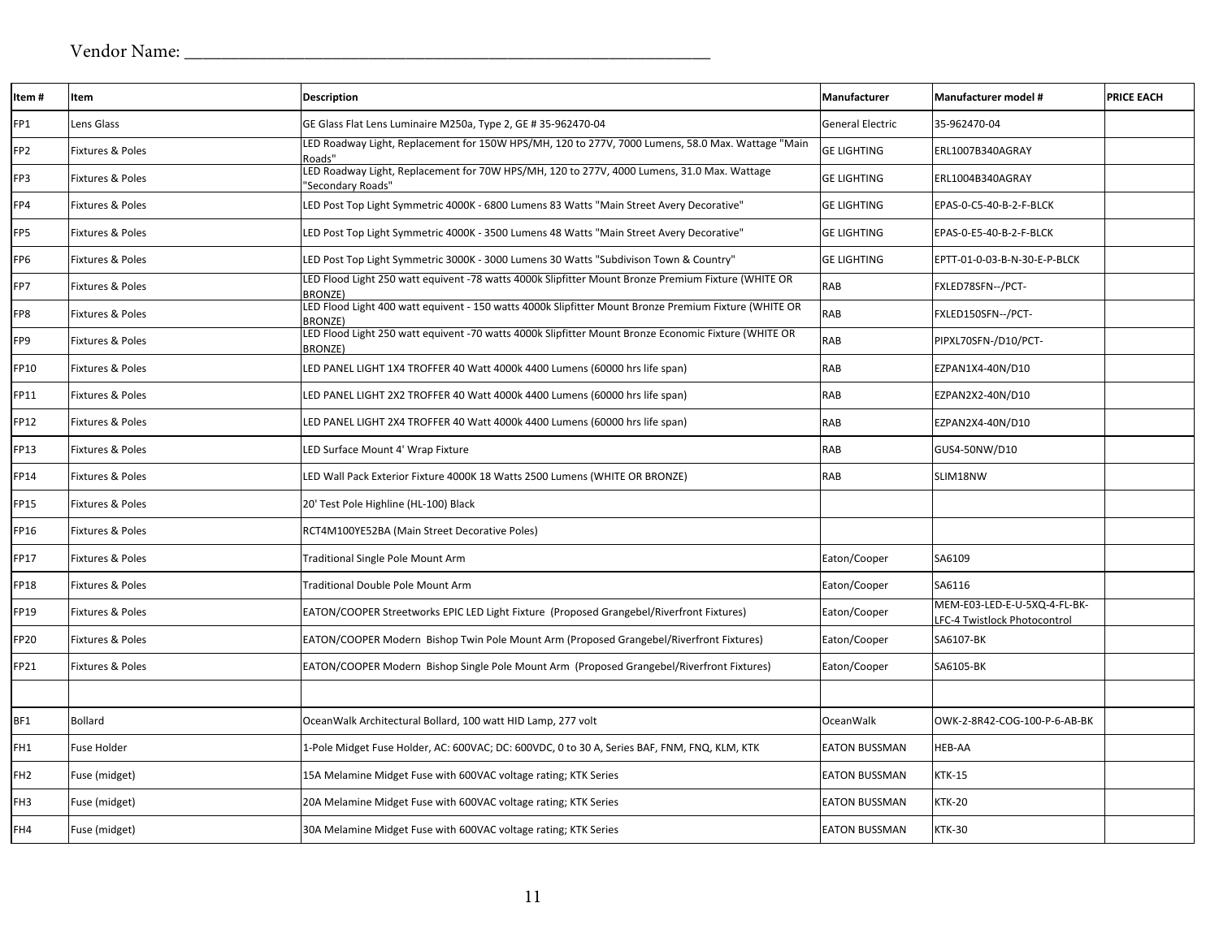Vendor Name: ___________________________________________________________

| Item # | Item | Description | Manufacturer | Manufacturer model # | PRICE EACH |
|---|---|---|---|---|---|
| FP1 | Lens Glass | GE Glass Flat Lens Luminaire M250a, Type 2, GE # 35-962470-04 | General Electric | 35-962470-04 | |
| FP2 | Fixtures & Poles | LED Roadway Light, Replacement for 150W HPS/MH, 120 to 277V, 7000 Lumens, 58.0 Max. Wattage "Main Roads" | GE LIGHTING | ERL1007B340AGRAY | |
| FP3 | Fixtures & Poles | LED Roadway Light, Replacement for 70W HPS/MH, 120 to 277V, 4000 Lumens, 31.0 Max. Wattage "Secondary Roads" | GE LIGHTING | ERL1004B340AGRAY | |
| FP4 | Fixtures & Poles | LED Post Top Light Symmetric 4000K - 6800 Lumens 83 Watts "Main Street Avery Decorative" | GE LIGHTING | EPAS-0-C5-40-B-2-F-BLCK | |
| FP5 | Fixtures & Poles | LED Post Top Light Symmetric 4000K - 3500 Lumens 48 Watts "Main Street Avery Decorative" | GE LIGHTING | EPAS-0-E5-40-B-2-F-BLCK | |
| FP6 | Fixtures & Poles | LED Post Top Light Symmetric 3000K - 3000 Lumens 30 Watts "Subdivison Town & Country" | GE LIGHTING | EPTT-01-0-03-B-N-30-E-P-BLCK | |
| FP7 | Fixtures & Poles | LED Flood Light 250 watt equivent -78 watts 4000k Slipfitter Mount Bronze Premium Fixture (WHITE OR BRONZE) | RAB | FXLED78SFN--/PCT- | |
| FP8 | Fixtures & Poles | LED Flood Light 400 watt equivent - 150 watts 4000k Slipfitter Mount Bronze Premium Fixture (WHITE OR BRONZE) | RAB | FXLED150SFN--/PCT- | |
| FP9 | Fixtures & Poles | LED Flood Light 250 watt equivent -70 watts 4000k Slipfitter Mount Bronze Economic Fixture (WHITE OR BRONZE) | RAB | PIPXL70SFN-/D10/PCT- | |
| FP10 | Fixtures & Poles | LED PANEL LIGHT 1X4 TROFFER 40 Watt 4000k 4400 Lumens (60000 hrs life span) | RAB | EZPAN1X4-40N/D10 | |
| FP11 | Fixtures & Poles | LED PANEL LIGHT 2X2 TROFFER 40 Watt 4000k 4400 Lumens (60000 hrs life span) | RAB | EZPAN2X2-40N/D10 | |
| FP12 | Fixtures & Poles | LED PANEL LIGHT 2X4 TROFFER 40 Watt 4000k 4400 Lumens (60000 hrs life span) | RAB | EZPAN2X4-40N/D10 | |
| FP13 | Fixtures & Poles | LED Surface Mount 4' Wrap Fixture | RAB | GUS4-50NW/D10 | |
| FP14 | Fixtures & Poles | LED Wall Pack Exterior Fixture 4000K 18 Watts 2500 Lumens (WHITE OR BRONZE) | RAB | SLIM18NW | |
| FP15 | Fixtures & Poles | 20' Test Pole Highline (HL-100) Black | | | |
| FP16 | Fixtures & Poles | RCT4M100YE52BA (Main Street Decorative Poles) | | | |
| FP17 | Fixtures & Poles | Traditional Single Pole Mount Arm | Eaton/Cooper | SA6109 | |
| FP18 | Fixtures & Poles | Traditional Double Pole Mount Arm | Eaton/Cooper | SA6116 | |
| FP19 | Fixtures & Poles | EATON/COOPER Streetworks EPIC LED Light Fixture (Proposed Grangebel/Riverfront Fixtures) | Eaton/Cooper | MEM-E03-LED-E-U-5XQ-4-FL-BK-LFC-4 Twistlock Photocontrol | |
| FP20 | Fixtures & Poles | EATON/COOPER Modern Bishop Twin Pole Mount Arm (Proposed Grangebel/Riverfront Fixtures) | Eaton/Cooper | SA6107-BK | |
| FP21 | Fixtures & Poles | EATON/COOPER Modern Bishop Single Pole Mount Arm (Proposed Grangebel/Riverfront Fixtures) | Eaton/Cooper | SA6105-BK | |
| | | | | | |
| BF1 | Bollard | OceanWalk Architectural Bollard, 100 watt HID Lamp, 277 volt | OceanWalk | OWK-2-8R42-COG-100-P-6-AB-BK | |
| FH1 | Fuse Holder | 1-Pole Midget Fuse Holder, AC: 600VAC; DC: 600VDC, 0 to 30 A, Series BAF, FNM, FNQ, KLM, KTK | EATON BUSSMAN | HEB-AA | |
| FH2 | Fuse (midget) | 15A Melamine Midget Fuse with 600VAC voltage rating; KTK Series | EATON BUSSMAN | KTK-15 | |
| FH3 | Fuse (midget) | 20A Melamine Midget Fuse with 600VAC voltage rating; KTK Series | EATON BUSSMAN | KTK-20 | |
| FH4 | Fuse (midget) | 30A Melamine Midget Fuse with 600VAC voltage rating; KTK Series | EATON BUSSMAN | KTK-30 | |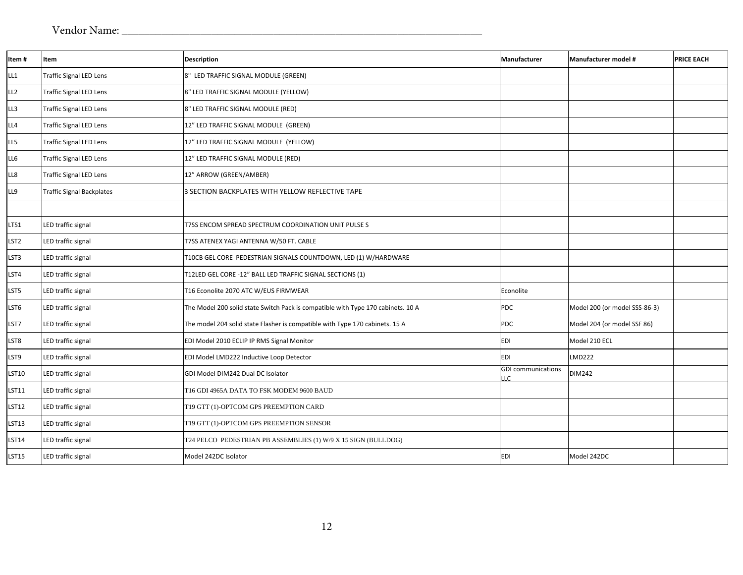Vendor Name: ___________________________________________________________

| Item # | Item | Description | Manufacturer | Manufacturer model # | PRICE EACH |
|---|---|---|---|---|---|
| LL1 | Traffic Signal LED Lens | 8" LED TRAFFIC SIGNAL MODULE (GREEN) | | | |
| LL2 | Traffic Signal LED Lens | 8" LED TRAFFIC SIGNAL MODULE (YELLOW) | | | |
| LL3 | Traffic Signal LED Lens | 8" LED TRAFFIC SIGNAL MODULE (RED) | | | |
| LL4 | Traffic Signal LED Lens | 12" LED TRAFFIC SIGNAL MODULE (GREEN) | | | |
| LL5 | Traffic Signal LED Lens | 12" LED TRAFFIC SIGNAL MODULE (YELLOW) | | | |
| LL6 | Traffic Signal LED Lens | 12" LED TRAFFIC SIGNAL MODULE (RED) | | | |
| LL8 | Traffic Signal LED Lens | 12" ARROW (GREEN/AMBER) | | | |
| LL9 | Traffic Signal Backplates | 3 SECTION BACKPLATES WITH YELLOW REFLECTIVE TAPE | | | |
| | | | | | |
| LTS1 | LED traffic signal | T7SS ENCOM SPREAD SPECTRUM COORDINATION UNIT PULSE S | | | |
| LST2 | LED traffic signal | T7SS ATENEX YAGI ANTENNA W/50 FT. CABLE | | | |
| LST3 | LED traffic signal | T10CB GEL CORE PEDESTRIAN SIGNALS COUNTDOWN, LED (1) W/HARDWARE | | | |
| LST4 | LED traffic signal | T12LED GEL CORE -12" BALL LED TRAFFIC SIGNAL SECTIONS (1) | | | |
| LST5 | LED traffic signal | T16 Econolite 2070 ATC W/EUS FIRMWEAR | Econolite | | |
| LST6 | LED traffic signal | The Model 200 solid state Switch Pack is compatible with Type 170 cabinets. 10 A | PDC | Model 200 (or model SSS-86-3) | |
| LST7 | LED traffic signal | The model 204 solid state Flasher is compatible with Type 170 cabinets. 15 A | PDC | Model 204 (or model SSF 86) | |
| LST8 | LED traffic signal | EDI Model 2010 ECLIP IP RMS Signal Monitor | EDI | Model 210 ECL | |
| LST9 | LED traffic signal | EDI Model LMD222 Inductive Loop Detector | EDI | LMD222 | |
| LST10 | LED traffic signal | GDI Model DIM242 Dual DC Isolator | GDI communications LLC | DIM242 | |
| LST11 | LED traffic signal | T16 GDI 4965A DATA TO FSK MODEM 9600 BAUD | | | |
| LST12 | LED traffic signal | T19 GTT (1)-OPTCOM GPS PREEMPTION CARD | | | |
| LST13 | LED traffic signal | T19 GTT (1)-OPTCOM GPS PREEMPTION SENSOR | | | |
| LST14 | LED traffic signal | T24 PELCO PEDESTRIAN PB ASSEMBLIES (1) W/9 X 15 SIGN (BULLDOG) | | | |
| LST15 | LED traffic signal | Model 242DC Isolator | EDI | Model 242DC | |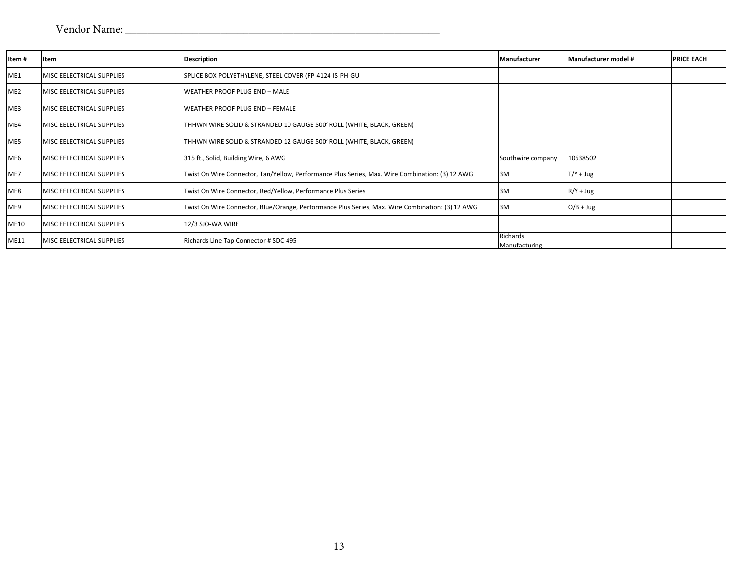Vendor Name: ___________________________________________________________

| Item # | Item | Description | Manufacturer | Manufacturer model # | PRICE EACH |
|---|---|---|---|---|---|
| ME1 | MISC EELECTRICAL SUPPLIES | SPLICE BOX POLYETHYLENE, STEEL COVER (FP-4124-IS-PH-GU | | | |
| ME2 | MISC EELECTRICAL SUPPLIES | WEATHER PROOF PLUG END – MALE | | | |
| ME3 | MISC EELECTRICAL SUPPLIES | WEATHER PROOF PLUG END – FEMALE | | | |
| ME4 | MISC EELECTRICAL SUPPLIES | THHWN WIRE SOLID & STRANDED 10 GAUGE 500' ROLL (WHITE, BLACK, GREEN) | | | |
| ME5 | MISC EELECTRICAL SUPPLIES | THHWN WIRE SOLID & STRANDED 12 GAUGE 500' ROLL (WHITE, BLACK, GREEN) | | | |
| ME6 | MISC EELECTRICAL SUPPLIES | 315 ft., Solid, Building Wire, 6 AWG | Southwire company | 10638502 | |
| ME7 | MISC EELECTRICAL SUPPLIES | Twist On Wire Connector, Tan/Yellow, Performance Plus Series, Max. Wire Combination: (3) 12 AWG | 3M | T/Y + Jug | |
| ME8 | MISC EELECTRICAL SUPPLIES | Twist On Wire Connector, Red/Yellow, Performance Plus Series | 3M | R/Y + Jug | |
| ME9 | MISC EELECTRICAL SUPPLIES | Twist On Wire Connector, Blue/Orange, Performance Plus Series, Max. Wire Combination: (3) 12 AWG | 3M | O/B + Jug | |
| ME10 | MISC EELECTRICAL SUPPLIES | 12/3 SJO-WA WIRE | | | |
| ME11 | MISC EELECTRICAL SUPPLIES | Richards Line Tap Connector # SDC-495 | Richards Manufacturing | | |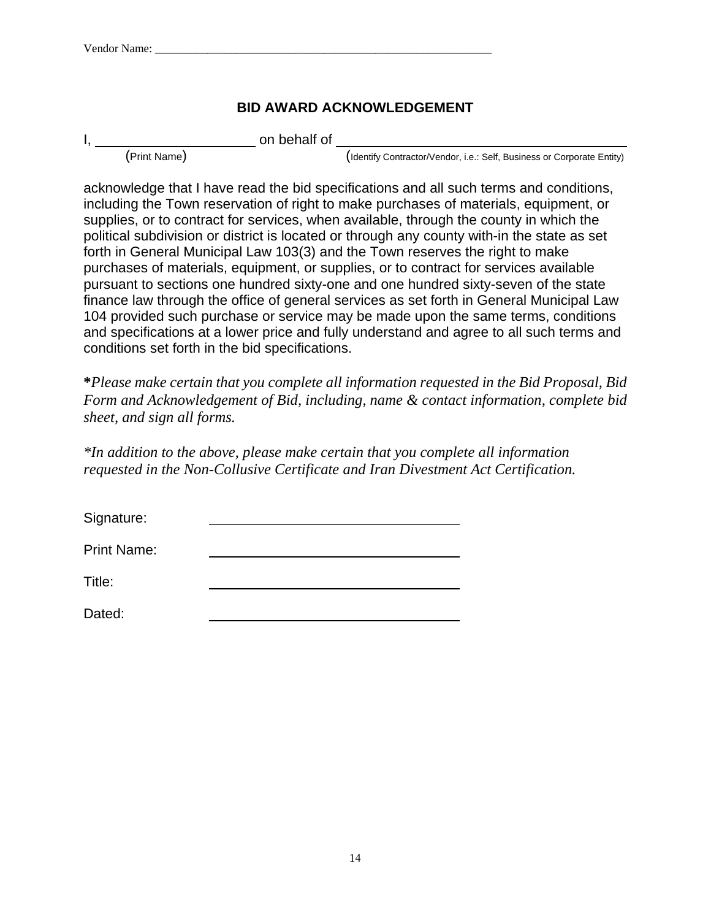Vendor Name: ___________________________________________________________

## BID AWARD ACKNOWLEDGEMENT

I, ______________________ on behalf of ________________________________________
(Print Name) (Identify Contractor/Vendor, i.e.: Self, Business or Corporate Entity)

acknowledge that I have read the bid specifications and all such terms and conditions, including the Town reservation of right to make purchases of materials, equipment, or supplies, or to contract for services, when available, through the county in which the political subdivision or district is located or through any county with-in the state as set forth in General Municipal Law 103(3) and the Town reserves the right to make purchases of materials, equipment, or supplies, or to contract for services available pursuant to sections one hundred sixty-one and one hundred sixty-seven of the state finance law through the office of general services as set forth in General Municipal Law 104 provided such purchase or service may be made upon the same terms, conditions and specifications at a lower price and fully understand and agree to all such terms and conditions set forth in the bid specifications.

**\***_Please make certain that you complete all information requested in the Bid Proposal, Bid Form and Acknowledgement of Bid, including, name & contact information, complete bid sheet, and sign all forms._

_*In addition to the above, please make certain that you complete all information requested in the Non-Collusive Certificate and Iran Divestment Act Certification._

Signature: ____________________________________

Print Name: ____________________________________

Title: ____________________________________

Dated: ____________________________________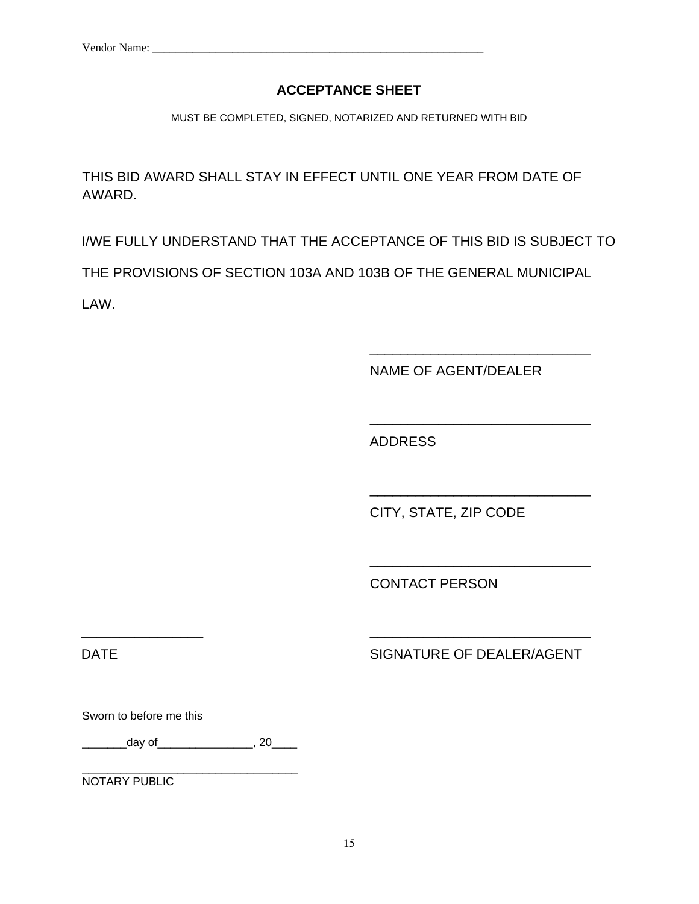Vendor Name: ____________________________________________________________

## ACCEPTANCE SHEET

MUST BE COMPLETED, SIGNED, NOTARIZED AND RETURNED WITH BID

THIS BID AWARD SHALL STAY IN EFFECT UNTIL ONE YEAR FROM DATE OF AWARD.

I/WE FULLY UNDERSTAND THAT THE ACCEPTANCE OF THIS BID IS SUBJECT TO THE PROVISIONS OF SECTION 103A AND 103B OF THE GENERAL MUNICIPAL LAW.

______________________________
NAME OF AGENT/DEALER

______________________________
ADDRESS

______________________________
CITY, STATE, ZIP CODE

______________________________
CONTACT PERSON

_________________ ______________________________
DATE SIGNATURE OF DEALER/AGENT

Sworn to before me this

_______day of_______________, 20____

___________________________________
NOTARY PUBLIC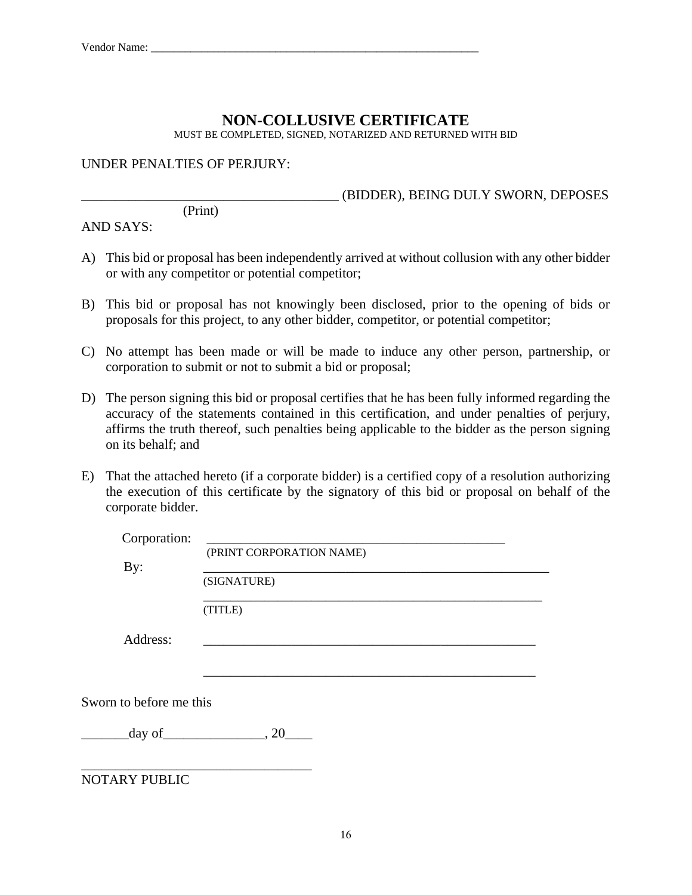Vendor Name: ____________________________________________________________

# NON-COLLUSIVE CERTIFICATE

MUST BE COMPLETED, SIGNED, NOTARIZED AND RETURNED WITH BID

UNDER PENALTIES OF PERJURY:

_______________________________________ (BIDDER), BEING DULY SWORN, DEPOSES
(Print)
AND SAYS:

A) This bid or proposal has been independently arrived at without collusion with any other bidder or with any competitor or potential competitor;

B) This bid or proposal has not knowingly been disclosed, prior to the opening of bids or proposals for this project, to any other bidder, competitor, or potential competitor;

C) No attempt has been made or will be made to induce any other person, partnership, or corporation to submit or not to submit a bid or proposal;

D) The person signing this bid or proposal certifies that he has been fully informed regarding the accuracy of the statements contained in this certification, and under penalties of perjury, affirms the truth thereof, such penalties being applicable to the bidder as the person signing on its behalf; and

E) That the attached hereto (if a corporate bidder) is a certified copy of a resolution authorizing the execution of this certificate by the signatory of this bid or proposal on behalf of the corporate bidder.

Corporation: ________________________________________________
(PRINT CORPORATION NAME)

By: ________________________________________________________
(SIGNATURE)

____________________________________________________________
(TITLE)

Address: ____________________________________________________

____________________________________________________________

Sworn to before me this

_______day of_______________, 20____

___________________________________
NOTARY PUBLIC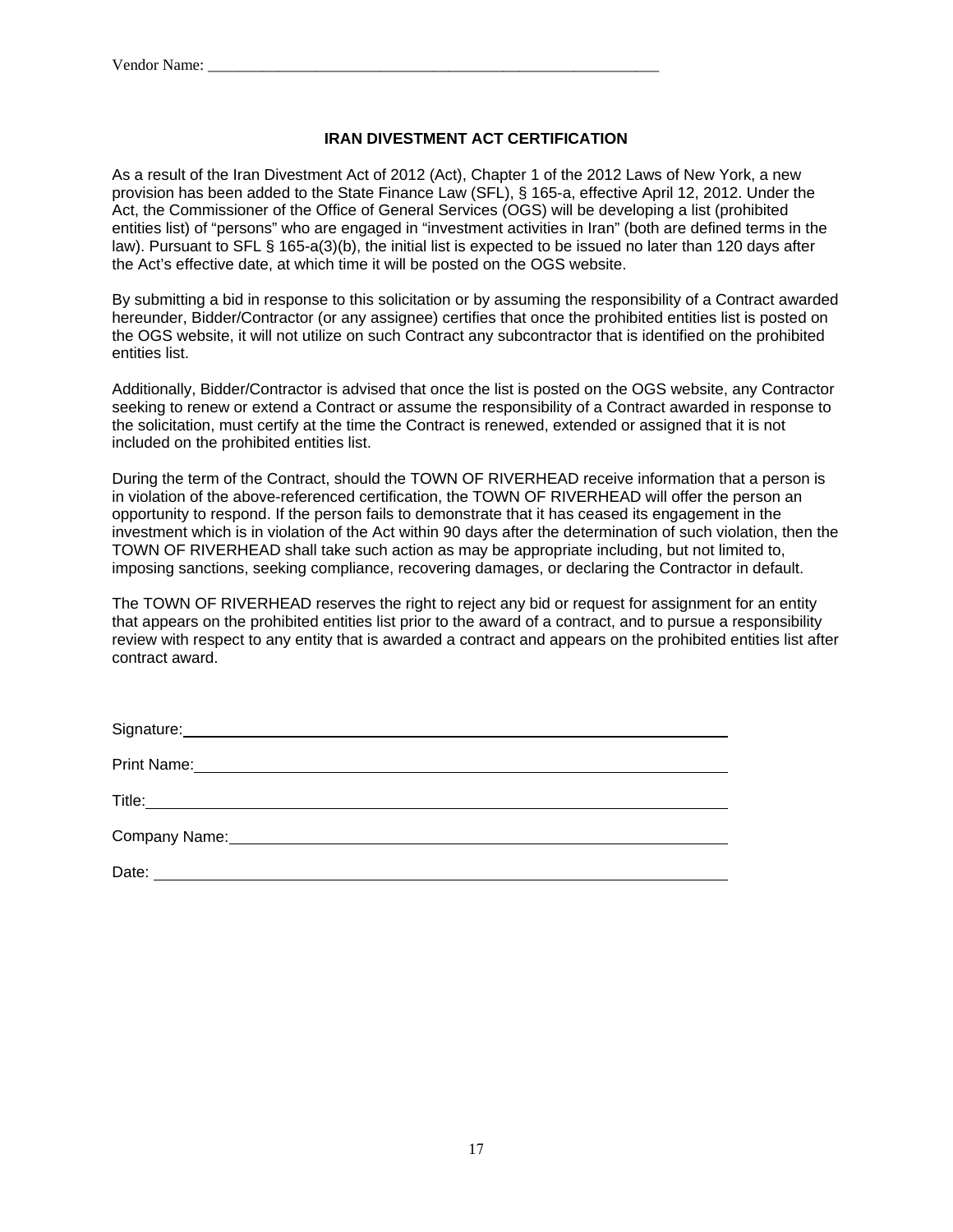Vendor Name: ____________________________________________________________

## IRAN DIVESTMENT ACT CERTIFICATION

As a result of the Iran Divestment Act of 2012 (Act), Chapter 1 of the 2012 Laws of New York, a new provision has been added to the State Finance Law (SFL), § 165-a, effective April 12, 2012. Under the Act, the Commissioner of the Office of General Services (OGS) will be developing a list (prohibited entities list) of "persons" who are engaged in "investment activities in Iran" (both are defined terms in the law). Pursuant to SFL § 165-a(3)(b), the initial list is expected to be issued no later than 120 days after the Act's effective date, at which time it will be posted on the OGS website.

By submitting a bid in response to this solicitation or by assuming the responsibility of a Contract awarded hereunder, Bidder/Contractor (or any assignee) certifies that once the prohibited entities list is posted on the OGS website, it will not utilize on such Contract any subcontractor that is identified on the prohibited entities list.

Additionally, Bidder/Contractor is advised that once the list is posted on the OGS website, any Contractor seeking to renew or extend a Contract or assume the responsibility of a Contract awarded in response to the solicitation, must certify at the time the Contract is renewed, extended or assigned that it is not included on the prohibited entities list.

During the term of the Contract, should the TOWN OF RIVERHEAD receive information that a person is in violation of the above-referenced certification, the TOWN OF RIVERHEAD will offer the person an opportunity to respond. If the person fails to demonstrate that it has ceased its engagement in the investment which is in violation of the Act within 90 days after the determination of such violation, then the TOWN OF RIVERHEAD shall take such action as may be appropriate including, but not limited to, imposing sanctions, seeking compliance, recovering damages, or declaring the Contractor in default.

The TOWN OF RIVERHEAD reserves the right to reject any bid or request for assignment for an entity that appears on the prohibited entities list prior to the award of a contract, and to pursue a responsibility review with respect to any entity that is awarded a contract and appears on the prohibited entities list after contract award.

Signature: ____________________________________________________________

Print Name: ____________________________________________________________

Title: ____________________________________________________________

Company Name: ____________________________________________________________

Date: ____________________________________________________________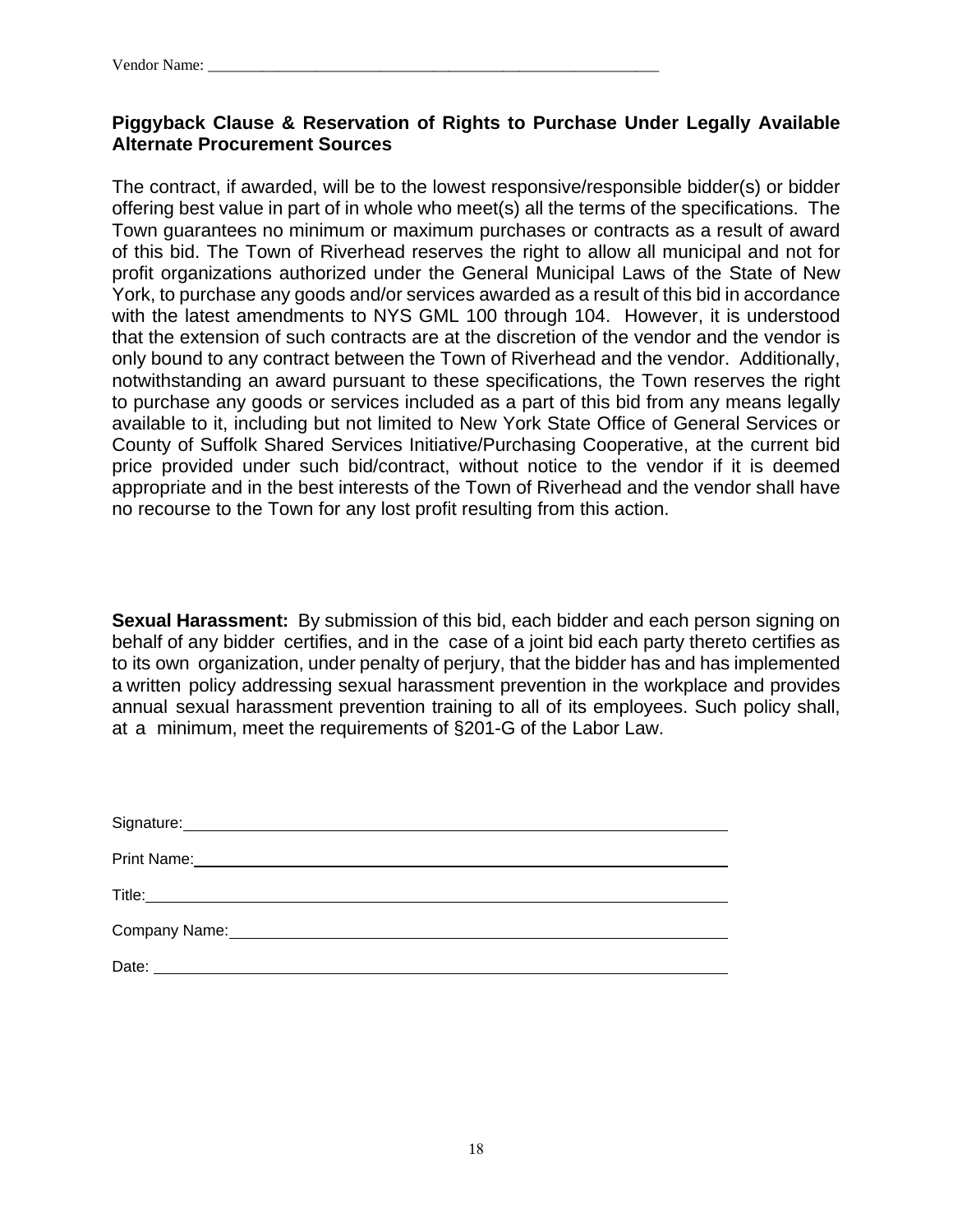Vendor Name: ___________________________________________________________

**Piggyback Clause & Reservation of Rights to Purchase Under Legally Available Alternate Procurement Sources**

The contract, if awarded, will be to the lowest responsive/responsible bidder(s) or bidder offering best value in part of in whole who meet(s) all the terms of the specifications. The Town guarantees no minimum or maximum purchases or contracts as a result of award of this bid. The Town of Riverhead reserves the right to allow all municipal and not for profit organizations authorized under the General Municipal Laws of the State of New York, to purchase any goods and/or services awarded as a result of this bid in accordance with the latest amendments to NYS GML 100 through 104. However, it is understood that the extension of such contracts are at the discretion of the vendor and the vendor is only bound to any contract between the Town of Riverhead and the vendor. Additionally, notwithstanding an award pursuant to these specifications, the Town reserves the right to purchase any goods or services included as a part of this bid from any means legally available to it, including but not limited to New York State Office of General Services or County of Suffolk Shared Services Initiative/Purchasing Cooperative, at the current bid price provided under such bid/contract, without notice to the vendor if it is deemed appropriate and in the best interests of the Town of Riverhead and the vendor shall have no recourse to the Town for any lost profit resulting from this action.

**Sexual Harassment:** By submission of this bid, each bidder and each person signing on behalf of any bidder certifies, and in the case of a joint bid each party thereto certifies as to its own organization, under penalty of perjury, that the bidder has and has implemented a written policy addressing sexual harassment prevention in the workplace and provides annual sexual harassment prevention training to all of its employees. Such policy shall, at a minimum, meet the requirements of §201-G of the Labor Law.

Signature: ___________________________________________________________

Print Name: ___________________________________________________________

Title: ___________________________________________________________

Company Name: ___________________________________________________________

Date: ___________________________________________________________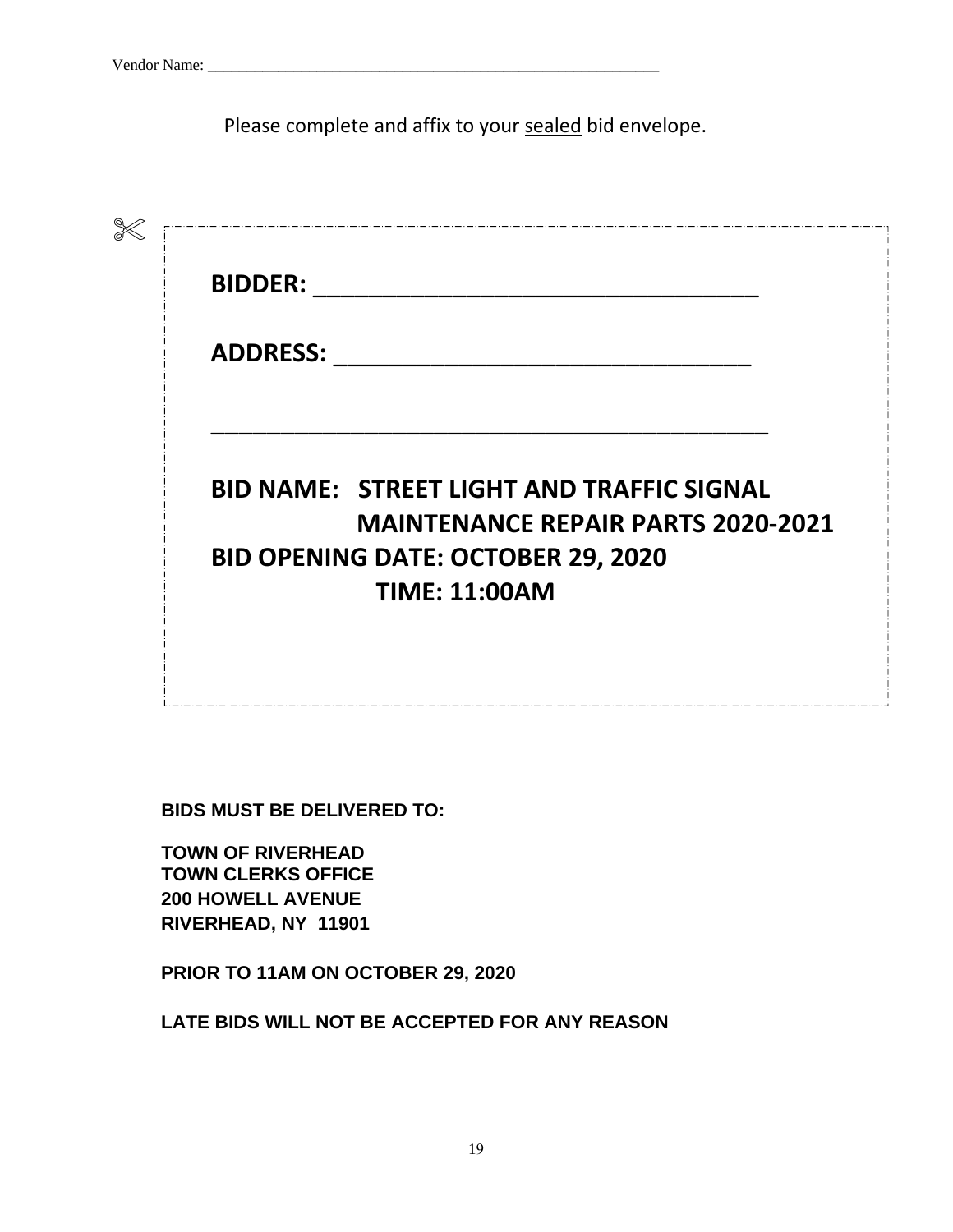Vendor Name: ___________________________________________________________

Please complete and affix to your <u>sealed</u> bid envelope.

✂

**BIDDER: ___________________________________**

**ADDRESS: _________________________________**

**_____________________________________________**

**BID NAME: STREET LIGHT AND TRAFFIC SIGNAL MAINTENANCE REPAIR PARTS 2020-2021**

**BID OPENING DATE: OCTOBER 29, 2020**

**TIME: 11:00AM**

**BIDS MUST BE DELIVERED TO:**

**TOWN OF RIVERHEAD**
**TOWN CLERKS OFFICE**
**200 HOWELL AVENUE**
**RIVERHEAD, NY 11901**

**PRIOR TO 11AM ON OCTOBER 29, 2020**

**LATE BIDS WILL NOT BE ACCEPTED FOR ANY REASON**